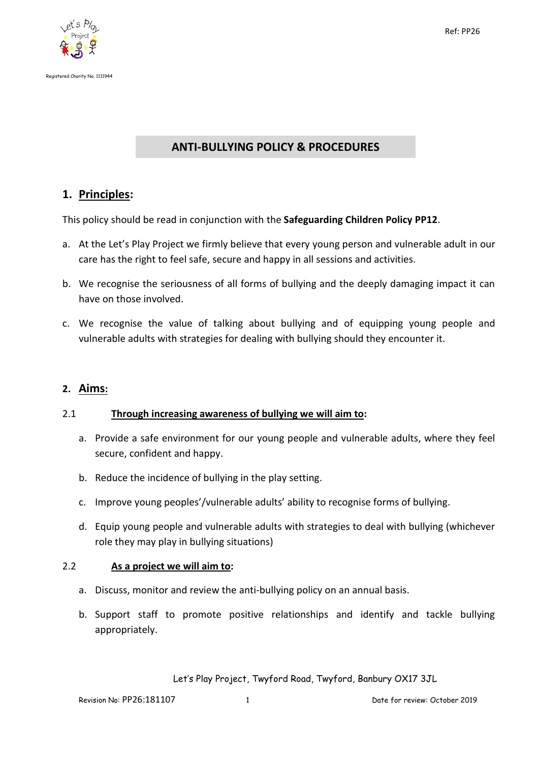Registered Charity No. 1111944

Ref: PP26

# ANTI-BULLYING POLICY & PROCEDURES

## 1. Principles:

This policy should be read in conjunction with the **Safeguarding Children Policy PP12**.

a. At the Let's Play Project we firmly believe that every young person and vulnerable adult in our care has the right to feel safe, secure and happy in all sessions and activities.

b. We recognise the seriousness of all forms of bullying and the deeply damaging impact it can have on those involved.

c. We recognise the value of talking about bullying and of equipping young people and vulnerable adults with strategies for dealing with bullying should they encounter it.

## 2. Aims:

### 2.1 Through increasing awareness of bullying we will aim to:

a. Provide a safe environment for our young people and vulnerable adults, where they feel secure, confident and happy.

b. Reduce the incidence of bullying in the play setting.

c. Improve young peoples'/vulnerable adults' ability to recognise forms of bullying.

d. Equip young people and vulnerable adults with strategies to deal with bullying (whichever role they may play in bullying situations)

### 2.2 As a project we will aim to:

a. Discuss, monitor and review the anti-bullying policy on an annual basis.

b. Support staff to promote positive relationships and identify and tackle bullying appropriately.

Let's Play Project, Twyford Road, Twyford, Banbury OX17 3JL

Revision No: PP26:181107 Date for review: October 2019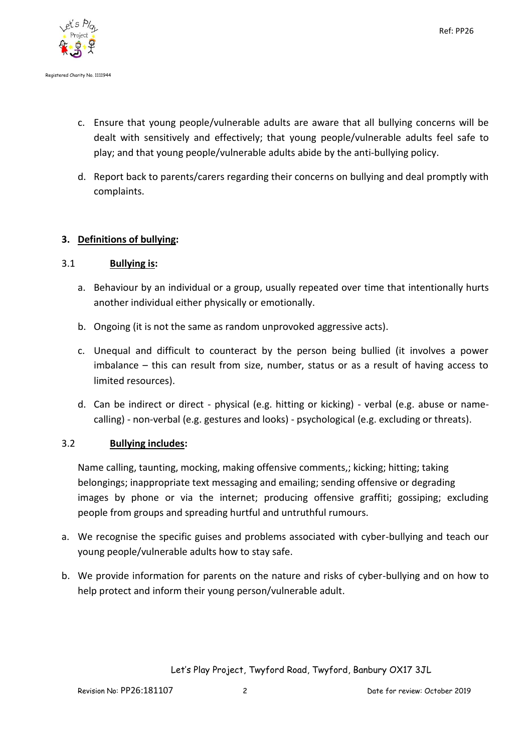c. Ensure that young people/vulnerable adults are aware that all bullying concerns will be dealt with sensitively and effectively; that young people/vulnerable adults feel safe to play; and that young people/vulnerable adults abide by the anti-bullying policy.

d. Report back to parents/carers regarding their concerns on bullying and deal promptly with complaints.

**3. <u>Definitions of bullying</u>:**

3.1 **<u>Bullying is</u>:**

a. Behaviour by an individual or a group, usually repeated over time that intentionally hurts another individual either physically or emotionally.

b. Ongoing (it is not the same as random unprovoked aggressive acts).

c. Unequal and difficult to counteract by the person being bullied (it involves a power imbalance – this can result from size, number, status or as a result of having access to limited resources).

d. Can be indirect or direct - physical (e.g. hitting or kicking) - verbal (e.g. abuse or name-calling) - non-verbal (e.g. gestures and looks) - psychological (e.g. excluding or threats).

3.2 **<u>Bullying includes</u>:**

Name calling, taunting, mocking, making offensive comments,; kicking; hitting; taking belongings; inappropriate text messaging and emailing; sending offensive or degrading images by phone or via the internet; producing offensive graffiti; gossiping; excluding people from groups and spreading hurtful and untruthful rumours.

a. We recognise the specific guises and problems associated with cyber-bullying and teach our young people/vulnerable adults how to stay safe.

b. We provide information for parents on the nature and risks of cyber-bullying and on how to help protect and inform their young person/vulnerable adult.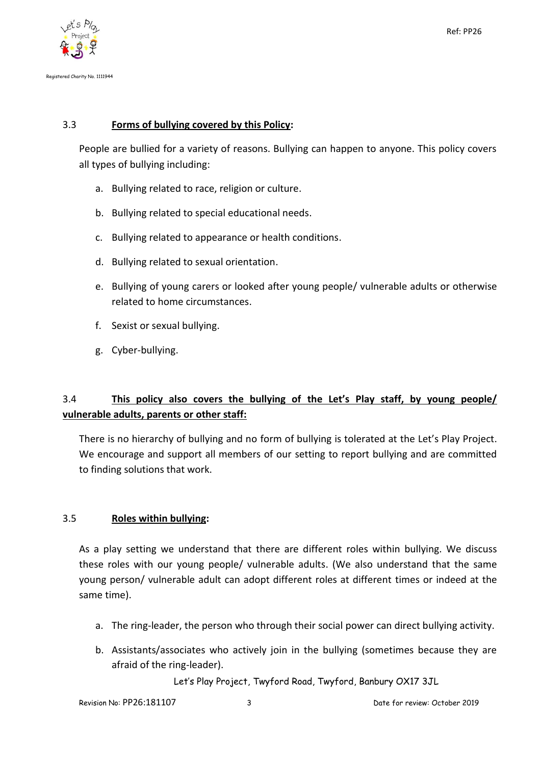### 3.3 **Forms of bullying covered by this Policy:**

People are bullied for a variety of reasons. Bullying can happen to anyone. This policy covers all types of bullying including:

a. Bullying related to race, religion or culture.

b. Bullying related to special educational needs.

c. Bullying related to appearance or health conditions.

d. Bullying related to sexual orientation.

e. Bullying of young carers or looked after young people/ vulnerable adults or otherwise related to home circumstances.

f. Sexist or sexual bullying.

g. Cyber-bullying.

### 3.4 **This policy also covers the bullying of the Let's Play staff, by young people/ vulnerable adults, parents or other staff:**

There is no hierarchy of bullying and no form of bullying is tolerated at the Let's Play Project. We encourage and support all members of our setting to report bullying and are committed to finding solutions that work.

### 3.5 **Roles within bullying:**

As a play setting we understand that there are different roles within bullying. We discuss these roles with our young people/ vulnerable adults. (We also understand that the same young person/ vulnerable adult can adopt different roles at different times or indeed at the same time).

a. The ring-leader, the person who through their social power can direct bullying activity.

b. Assistants/associates who actively join in the bullying (sometimes because they are afraid of the ring-leader).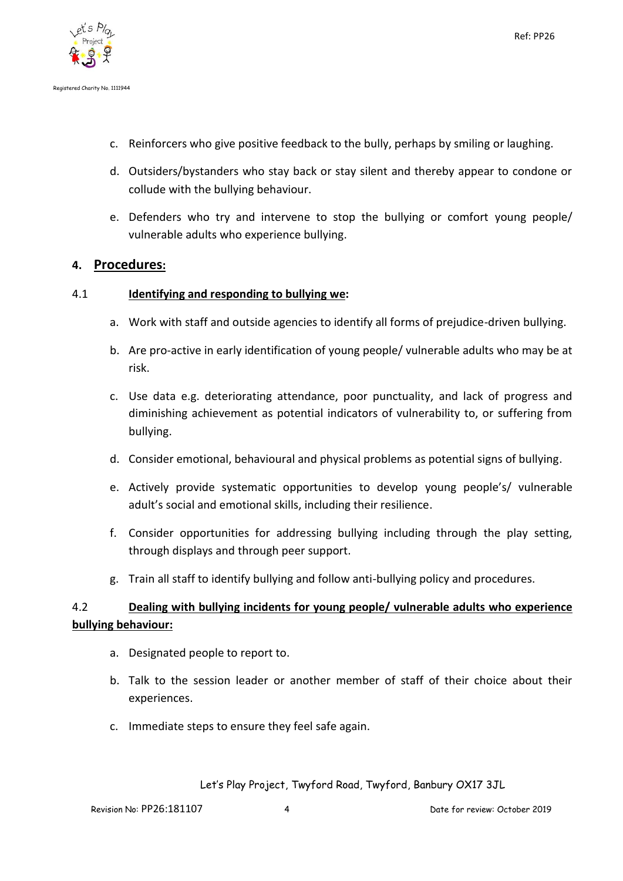c. Reinforcers who give positive feedback to the bully, perhaps by smiling or laughing.

d. Outsiders/bystanders who stay back or stay silent and thereby appear to condone or collude with the bullying behaviour.

e. Defenders who try and intervene to stop the bullying or comfort young people/ vulnerable adults who experience bullying.

## 4. Procedures:

### 4.1 Identifying and responding to bullying we:

a. Work with staff and outside agencies to identify all forms of prejudice-driven bullying.

b. Are pro-active in early identification of young people/ vulnerable adults who may be at risk.

c. Use data e.g. deteriorating attendance, poor punctuality, and lack of progress and diminishing achievement as potential indicators of vulnerability to, or suffering from bullying.

d. Consider emotional, behavioural and physical problems as potential signs of bullying.

e. Actively provide systematic opportunities to develop young people's/ vulnerable adult's social and emotional skills, including their resilience.

f. Consider opportunities for addressing bullying including through the play setting, through displays and through peer support.

g. Train all staff to identify bullying and follow anti-bullying policy and procedures.

### 4.2 Dealing with bullying incidents for young people/ vulnerable adults who experience bullying behaviour:

a. Designated people to report to.

b. Talk to the session leader or another member of staff of their choice about their experiences.

c. Immediate steps to ensure they feel safe again.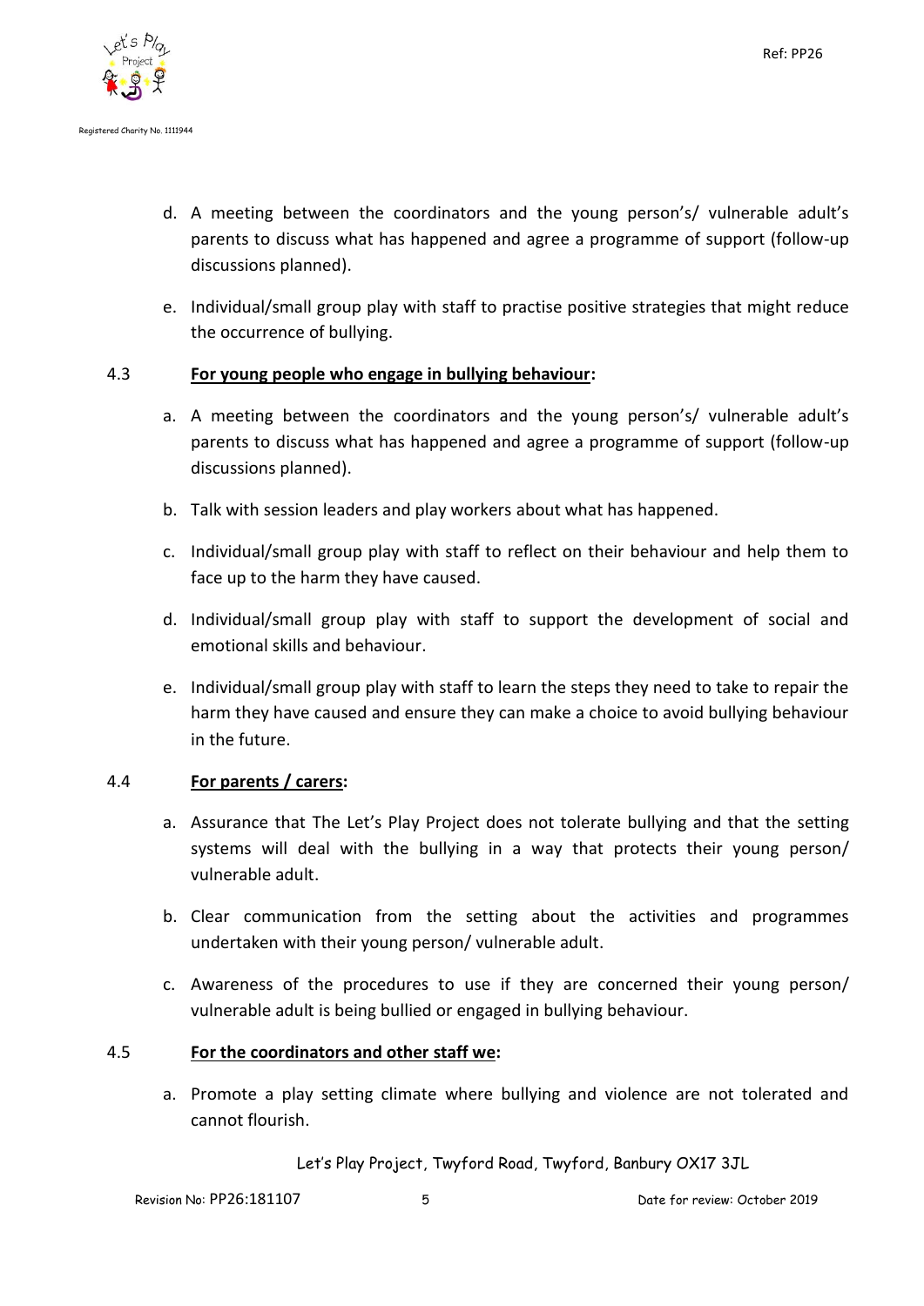d. A meeting between the coordinators and the young person's/ vulnerable adult's parents to discuss what has happened and agree a programme of support (follow-up discussions planned).

e. Individual/small group play with staff to practise positive strategies that might reduce the occurrence of bullying.

4.3 **<u>For young people who engage in bullying behaviour</u>:**

a. A meeting between the coordinators and the young person's/ vulnerable adult's parents to discuss what has happened and agree a programme of support (follow-up discussions planned).

b. Talk with session leaders and play workers about what has happened.

c. Individual/small group play with staff to reflect on their behaviour and help them to face up to the harm they have caused.

d. Individual/small group play with staff to support the development of social and emotional skills and behaviour.

e. Individual/small group play with staff to learn the steps they need to take to repair the harm they have caused and ensure they can make a choice to avoid bullying behaviour in the future.

4.4 **<u>For parents / carers</u>:**

a. Assurance that The Let's Play Project does not tolerate bullying and that the setting systems will deal with the bullying in a way that protects their young person/ vulnerable adult.

b. Clear communication from the setting about the activities and programmes undertaken with their young person/ vulnerable adult.

c. Awareness of the procedures to use if they are concerned their young person/ vulnerable adult is being bullied or engaged in bullying behaviour.

4.5 **<u>For the coordinators and other staff we</u>:**

a. Promote a play setting climate where bullying and violence are not tolerated and cannot flourish.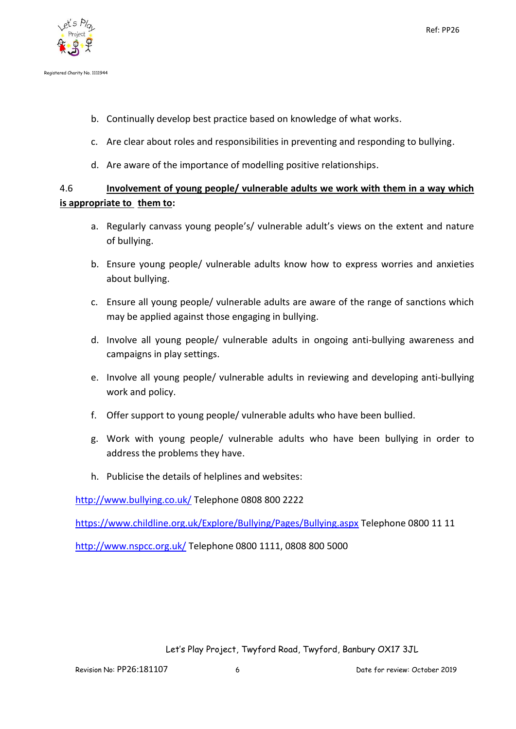b. Continually develop best practice based on knowledge of what works.

c. Are clear about roles and responsibilities in preventing and responding to bullying.

d. Are aware of the importance of modelling positive relationships.

4.6 **Involvement of young people/ vulnerable adults we work with them in a way which is appropriate to them to:**

a. Regularly canvass young people's/ vulnerable adult's views on the extent and nature of bullying.

b. Ensure young people/ vulnerable adults know how to express worries and anxieties about bullying.

c. Ensure all young people/ vulnerable adults are aware of the range of sanctions which may be applied against those engaging in bullying.

d. Involve all young people/ vulnerable adults in ongoing anti-bullying awareness and campaigns in play settings.

e. Involve all young people/ vulnerable adults in reviewing and developing anti-bullying work and policy.

f. Offer support to young people/ vulnerable adults who have been bullied.

g. Work with young people/ vulnerable adults who have been bullying in order to address the problems they have.

h. Publicise the details of helplines and websites:

http://www.bullying.co.uk/ Telephone 0808 800 2222

https://www.childline.org.uk/Explore/Bullying/Pages/Bullying.aspx Telephone 0800 11 11

http://www.nspcc.org.uk/ Telephone 0800 1111, 0808 800 5000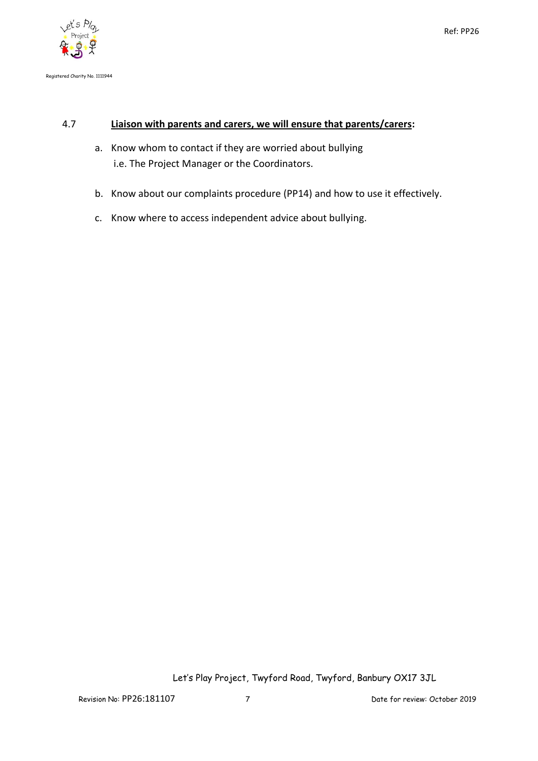4.7 **<u>Liaison with parents and carers, we will ensure that parents/carers</u>:**

a. Know whom to contact if they are worried about bullying i.e. The Project Manager or the Coordinators.

b. Know about our complaints procedure (PP14) and how to use it effectively.

c. Know where to access independent advice about bullying.